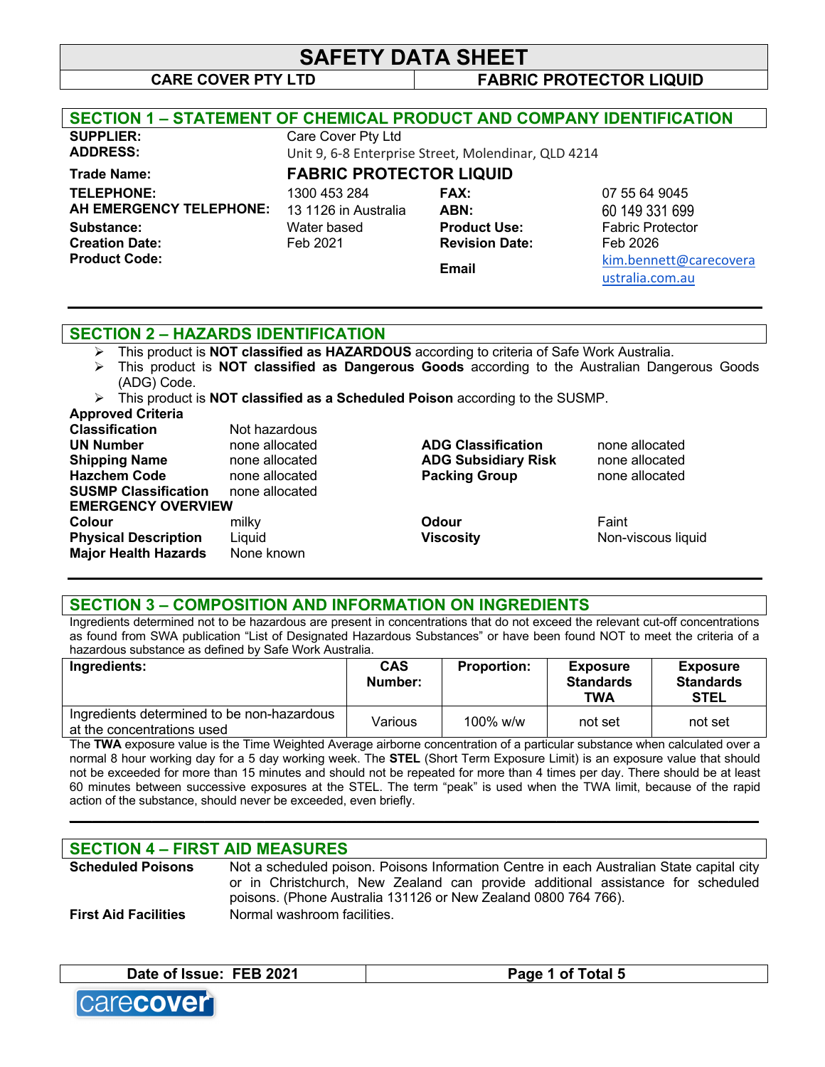# SAFETY DATA SHEET

**CARE COVER PTY LTD** | **FABRIC PROTECTOR LIQUID**

## SECTION 1 – STATEMENT OF CHEMICAL PRODUCT AND COMPANY IDENTIFICATION

| | | | |
|---|---|---|---|
| **SUPPLIER:** | Care Cover Pty Ltd | | |
| **ADDRESS:** | Unit 9, 6-8 Enterprise Street, Molendinar, QLD 4214 | | |
| **Trade Name:** | **FABRIC PROTECTOR LIQUID** | | |
| **TELEPHONE:** | 1300 453 284 | **FAX:** | 07 55 64 9045 |
| **AH EMERGENCY TELEPHONE:** | 13 1126 in Australia | **ABN:** | 60 149 331 699 |
| **Substance:** | Water based | **Product Use:** | Fabric Protector |
| **Creation Date:** | Feb 2021 | **Revision Date:** | Feb 2026 |
| **Product Code:** | | **Email** | kim.bennett@carecoveraustralia.com.au |

## SECTION 2 – HAZARDS IDENTIFICATION

- This product is **NOT classified as HAZARDOUS** according to criteria of Safe Work Australia.
- This product is **NOT classified as Dangerous Goods** according to the Australian Dangerous Goods (ADG) Code.
- This product is **NOT classified as a Scheduled Poison** according to the SUSMP.

**Approved Criteria**

| | | | |
|---|---|---|---|
| **Classification** | Not hazardous | | |
| **UN Number** | none allocated | **ADG Classification** | none allocated |
| **Shipping Name** | none allocated | **ADG Subsidiary Risk** | none allocated |
| **Hazchem Code** | none allocated | **Packing Group** | none allocated |
| **SUSMP Classification** | none allocated | | |

**EMERGENCY OVERVIEW**

| | | | |
|---|---|---|---|
| **Colour** | milky | **Odour** | Faint |
| **Physical Description** | Liquid | **Viscosity** | Non-viscous liquid |
| **Major Health Hazards** | None known | | |

## SECTION 3 – COMPOSITION AND INFORMATION ON INGREDIENTS

Ingredients determined not to be hazardous are present in concentrations that do not exceed the relevant cut-off concentrations as found from SWA publication "List of Designated Hazardous Substances" or have been found NOT to meet the criteria of a hazardous substance as defined by Safe Work Australia.

| Ingredients: | CAS Number: | Proportion: | Exposure Standards TWA | Exposure Standards STEL |
|---|---|---|---|---|
| Ingredients determined to be non-hazardous at the concentrations used | Various | 100% w/w | not set | not set |

The **TWA** exposure value is the Time Weighted Average airborne concentration of a particular substance when calculated over a normal 8 hour working day for a 5 day working week. The **STEL** (Short Term Exposure Limit) is an exposure value that should not be exceeded for more than 15 minutes and should not be repeated for more than 4 times per day. There should be at least 60 minutes between successive exposures at the STEL. The term "peak" is used when the TWA limit, because of the rapid action of the substance, should never be exceeded, even briefly.

## SECTION 4 – FIRST AID MEASURES

**Scheduled Poisons** Not a scheduled poison. Poisons Information Centre in each Australian State capital city or in Christchurch, New Zealand can provide additional assistance for scheduled poisons. (Phone Australia 131126 or New Zealand 0800 764 766).

**First Aid Facilities** Normal washroom facilities.

Date of Issue: FEB 2021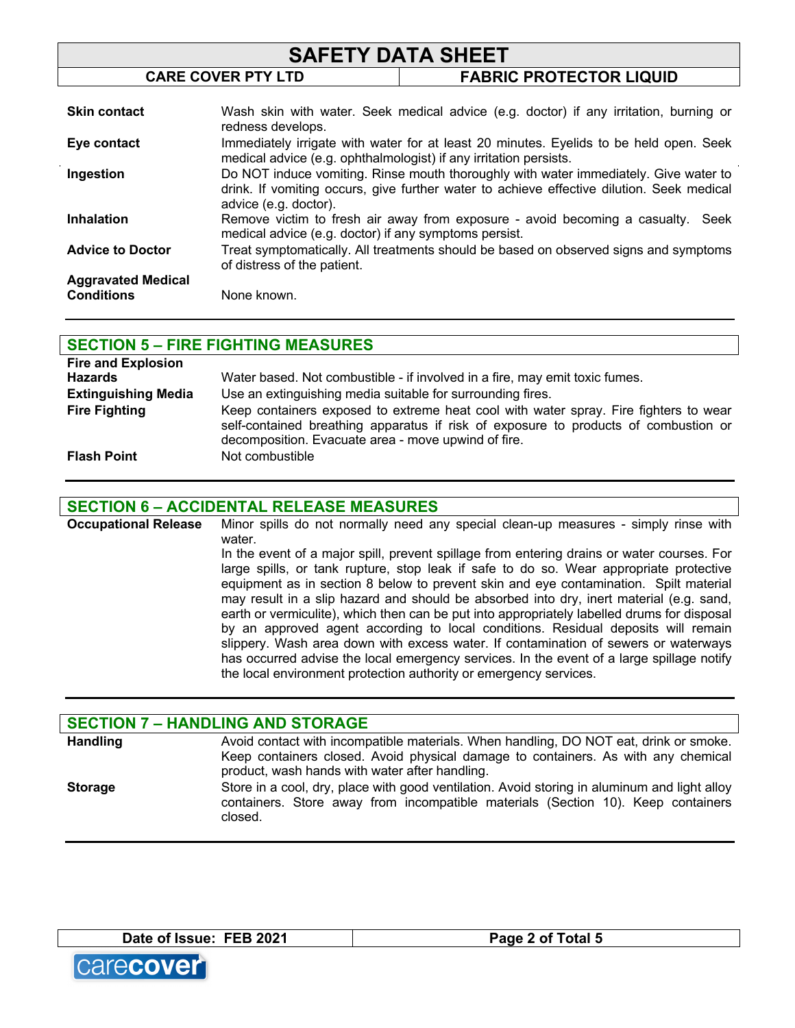| | |
|---|---|
| **Skin contact** | Wash skin with water. Seek medical advice (e.g. doctor) if any irritation, burning or redness develops. |
| **Eye contact** | Immediately irrigate with water for at least 20 minutes. Eyelids to be held open. Seek medical advice (e.g. ophthalmologist) if any irritation persists. |
| **Ingestion** | Do NOT induce vomiting. Rinse mouth thoroughly with water immediately. Give water to drink. If vomiting occurs, give further water to achieve effective dilution. Seek medical advice (e.g. doctor). |
| **Inhalation** | Remove victim to fresh air away from exposure - avoid becoming a casualty. Seek medical advice (e.g. doctor) if any symptoms persist. |
| **Advice to Doctor** | Treat symptomatically. All treatments should be based on observed signs and symptoms of distress of the patient. |
| **Aggravated Medical Conditions** | None known. |

## SECTION 5 – FIRE FIGHTING MEASURES

| | |
|---|---|
| **Fire and Explosion Hazards** | Water based. Not combustible - if involved in a fire, may emit toxic fumes. |
| **Extinguishing Media** | Use an extinguishing media suitable for surrounding fires. |
| **Fire Fighting** | Keep containers exposed to extreme heat cool with water spray. Fire fighters to wear self-contained breathing apparatus if risk of exposure to products of combustion or decomposition. Evacuate area - move upwind of fire. |
| **Flash Point** | Not combustible |

## SECTION 6 – ACCIDENTAL RELEASE MEASURES

**Occupational Release**

Minor spills do not normally need any special clean-up measures - simply rinse with water.

In the event of a major spill, prevent spillage from entering drains or water courses. For large spills, or tank rupture, stop leak if safe to do so. Wear appropriate protective equipment as in section 8 below to prevent skin and eye contamination. Spilt material may result in a slip hazard and should be absorbed into dry, inert material (e.g. sand, earth or vermiculite), which then can be put into appropriately labelled drums for disposal by an approved agent according to local conditions. Residual deposits will remain slippery. Wash area down with excess water. If contamination of sewers or waterways has occurred advise the local emergency services. In the event of a large spillage notify the local environment protection authority or emergency services.

## SECTION 7 – HANDLING AND STORAGE

| | |
|---|---|
| **Handling** | Avoid contact with incompatible materials. When handling, DO NOT eat, drink or smoke. Keep containers closed. Avoid physical damage to containers. As with any chemical product, wash hands with water after handling. |
| **Storage** | Store in a cool, dry, place with good ventilation. Avoid storing in aluminum and light alloy containers. Store away from incompatible materials (Section 10). Keep containers closed. |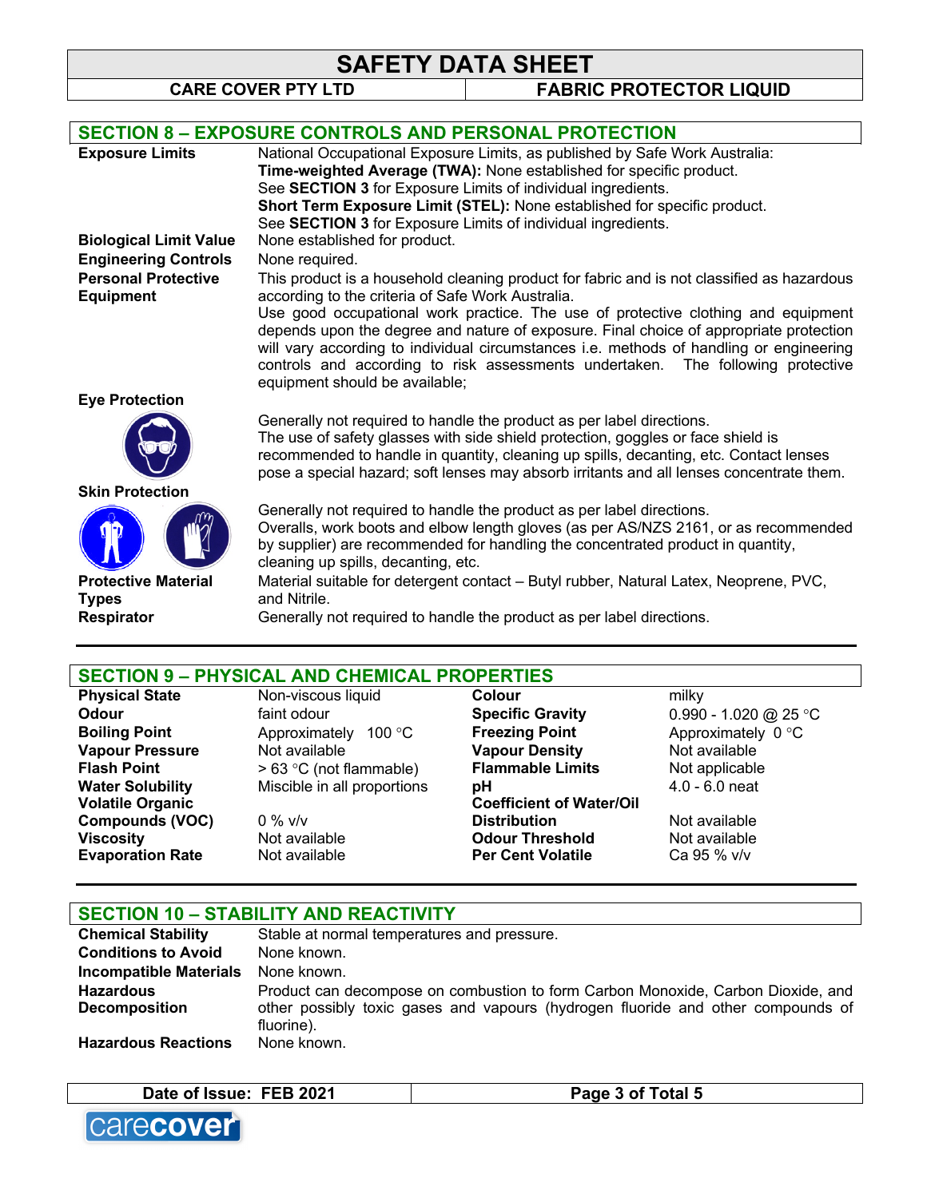## SECTION 8 – EXPOSURE CONTROLS AND PERSONAL PROTECTION

**Exposure Limits**
National Occupational Exposure Limits, as published by Safe Work Australia:
**Time-weighted Average (TWA):** None established for specific product.
See **SECTION 3** for Exposure Limits of individual ingredients.
**Short Term Exposure Limit (STEL):** None established for specific product.
See **SECTION 3** for Exposure Limits of individual ingredients.

**Biological Limit Value**
None established for product.

**Engineering Controls**
None required.

**Personal Protective Equipment**
This product is a household cleaning product for fabric and is not classified as hazardous according to the criteria of Safe Work Australia.
Use good occupational work practice. The use of protective clothing and equipment depends upon the degree and nature of exposure. Final choice of appropriate protection will vary according to individual circumstances i.e. methods of handling or engineering controls and according to risk assessments undertaken. The following protective equipment should be available;

**Eye Protection**
Generally not required to handle the product as per label directions.
The use of safety glasses with side shield protection, goggles or face shield is recommended to handle in quantity, cleaning up spills, decanting, etc. Contact lenses pose a special hazard; soft lenses may absorb irritants and all lenses concentrate them.

**Skin Protection**
Generally not required to handle the product as per label directions.
Overalls, work boots and elbow length gloves (as per AS/NZS 2161, or as recommended by supplier) are recommended for handling the concentrated product in quantity, cleaning up spills, decanting, etc.

**Protective Material Types**
Material suitable for detergent contact – Butyl rubber, Natural Latex, Neoprene, PVC, and Nitrile.

**Respirator**
Generally not required to handle the product as per label directions.

## SECTION 9 – PHYSICAL AND CHEMICAL PROPERTIES

| Property | Value | Property | Value |
|---|---|---|---|
| **Physical State** | Non-viscous liquid | **Colour** | milky |
| **Odour** | faint odour | **Specific Gravity** | 0.990 - 1.020 @ 25 °C |
| **Boiling Point** | Approximately 100 °C | **Freezing Point** | Approximately 0 °C |
| **Vapour Pressure** | Not available | **Vapour Density** | Not available |
| **Flash Point** | > 63 °C (not flammable) | **Flammable Limits** | Not applicable |
| **Water Solubility** | Miscible in all proportions | **pH** | 4.0 - 6.0 neat |
| **Volatile Organic Compounds (VOC)** | 0 % v/v | **Coefficient of Water/Oil Distribution** | Not available |
| **Viscosity** | Not available | **Odour Threshold** | Not available |
| **Evaporation Rate** | Not available | **Per Cent Volatile** | Ca 95 % v/v |

## SECTION 10 – STABILITY AND REACTIVITY

**Chemical Stability**
Stable at normal temperatures and pressure.

**Conditions to Avoid**
None known.

**Incompatible Materials**
None known.

**Hazardous Decomposition**
Product can decompose on combustion to form Carbon Monoxide, Carbon Dioxide, and other possibly toxic gases and vapours (hydrogen fluoride and other compounds of fluorine).

**Hazardous Reactions**
None known.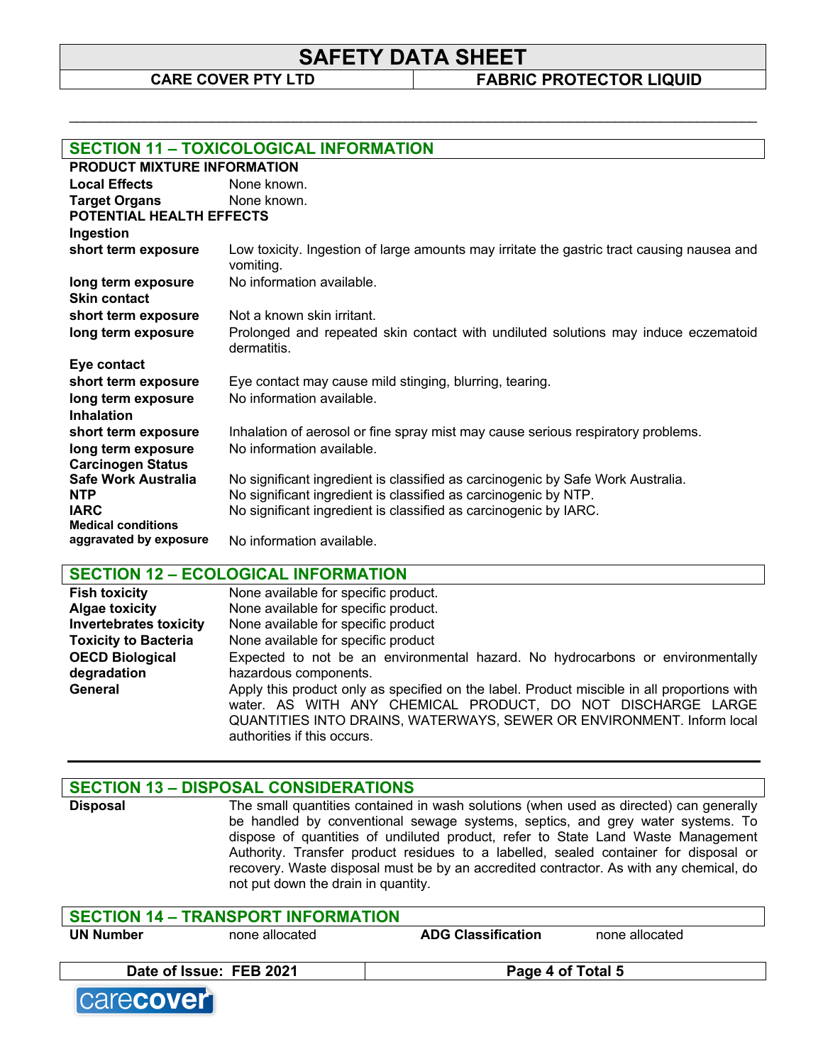## SECTION 11 – TOXICOLOGICAL INFORMATION

**PRODUCT MIXTURE INFORMATION**

| | |
|---|---|
| **Local Effects** | None known. |
| **Target Organs** | None known. |

**POTENTIAL HEALTH EFFECTS**

**Ingestion**

| | |
|---|---|
| **short term exposure** | Low toxicity. Ingestion of large amounts may irritate the gastric tract causing nausea and vomiting. |
| **long term exposure** | No information available. |

**Skin contact**

| | |
|---|---|
| **short term exposure** | Not a known skin irritant. |
| **long term exposure** | Prolonged and repeated skin contact with undiluted solutions may induce eczematoid dermatitis. |

**Eye contact**

| | |
|---|---|
| **short term exposure** | Eye contact may cause mild stinging, blurring, tearing. |
| **long term exposure** | No information available. |

**Inhalation**

| | |
|---|---|
| **short term exposure** | Inhalation of aerosol or fine spray mist may cause serious respiratory problems. |
| **long term exposure** | No information available. |

**Carcinogen Status**

| | |
|---|---|
| **Safe Work Australia** | No significant ingredient is classified as carcinogenic by Safe Work Australia. |
| **NTP** | No significant ingredient is classified as carcinogenic by NTP. |
| **IARC** | No significant ingredient is classified as carcinogenic by IARC. |
| **Medical conditions aggravated by exposure** | No information available. |

## SECTION 12 – ECOLOGICAL INFORMATION

| | |
|---|---|
| **Fish toxicity** | None available for specific product. |
| **Algae toxicity** | None available for specific product. |
| **Invertebrates toxicity** | None available for specific product |
| **Toxicity to Bacteria** | None available for specific product |
| **OECD Biological degradation** | Expected to not be an environmental hazard. No hydrocarbons or environmentally hazardous components. |
| **General** | Apply this product only as specified on the label. Product miscible in all proportions with water. AS WITH ANY CHEMICAL PRODUCT, DO NOT DISCHARGE LARGE QUANTITIES INTO DRAINS, WATERWAYS, SEWER OR ENVIRONMENT. Inform local authorities if this occurs. |

## SECTION 13 – DISPOSAL CONSIDERATIONS

| | |
|---|---|
| **Disposal** | The small quantities contained in wash solutions (when used as directed) can generally be handled by conventional sewage systems, septics, and grey water systems. To dispose of quantities of undiluted product, refer to State Land Waste Management Authority. Transfer product residues to a labelled, sealed container for disposal or recovery. Waste disposal must be by an accredited contractor. As with any chemical, do not put down the drain in quantity. |

## SECTION 14 – TRANSPORT INFORMATION

| | | | |
|---|---|---|---|
| **UN Number** | none allocated | **ADG Classification** | none allocated |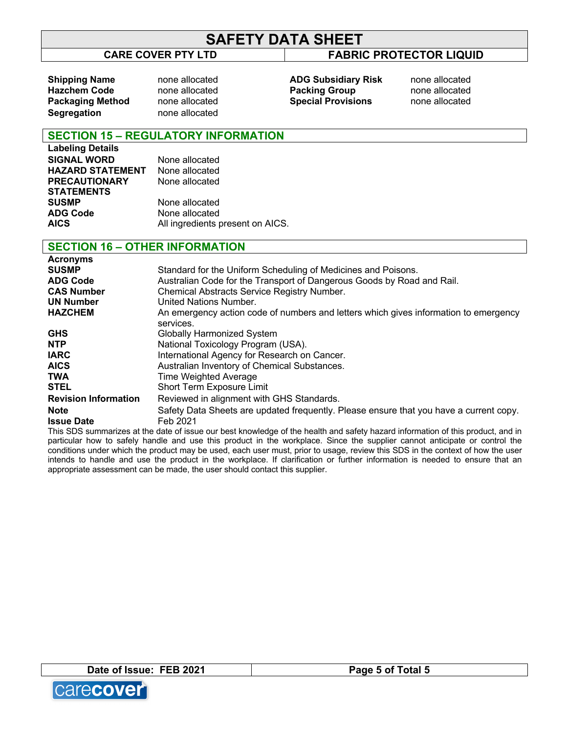| | | | |
|---|---|---|---|
| **Shipping Name** | none allocated | **ADG Subsidiary Risk** | none allocated |
| **Hazchem Code** | none allocated | **Packing Group** | none allocated |
| **Packaging Method** | none allocated | **Special Provisions** | none allocated |
| **Segregation** | none allocated | | |

## SECTION 15 – REGULATORY INFORMATION

**Labeling Details**

| | |
|---|---|
| **SIGNAL WORD** | None allocated |
| **HAZARD STATEMENT** | None allocated |
| **PRECAUTIONARY STATEMENTS** | None allocated |
| **SUSMP** | None allocated |
| **ADG Code** | None allocated |
| **AICS** | All ingredients present on AICS. |

## SECTION 16 – OTHER INFORMATION

**Acronyms**

| | |
|---|---|
| **SUSMP** | Standard for the Uniform Scheduling of Medicines and Poisons. |
| **ADG Code** | Australian Code for the Transport of Dangerous Goods by Road and Rail. |
| **CAS Number** | Chemical Abstracts Service Registry Number. |
| **UN Number** | United Nations Number. |
| **HAZCHEM** | An emergency action code of numbers and letters which gives information to emergency services. |
| **GHS** | Globally Harmonized System |
| **NTP** | National Toxicology Program (USA). |
| **IARC** | International Agency for Research on Cancer. |
| **AICS** | Australian Inventory of Chemical Substances. |
| **TWA** | Time Weighted Average |
| **STEL** | Short Term Exposure Limit |
| **Revision Information** | Reviewed in alignment with GHS Standards. |
| **Note** | Safety Data Sheets are updated frequently. Please ensure that you have a current copy. |
| **Issue Date** | Feb 2021 |

This SDS summarizes at the date of issue our best knowledge of the health and safety hazard information of this product, and in particular how to safely handle and use this product in the workplace. Since the supplier cannot anticipate or control the conditions under which the product may be used, each user must, prior to usage, review this SDS in the context of how the user intends to handle and use the product in the workplace. If clarification or further information is needed to ensure that an appropriate assessment can be made, the user should contact this supplier.